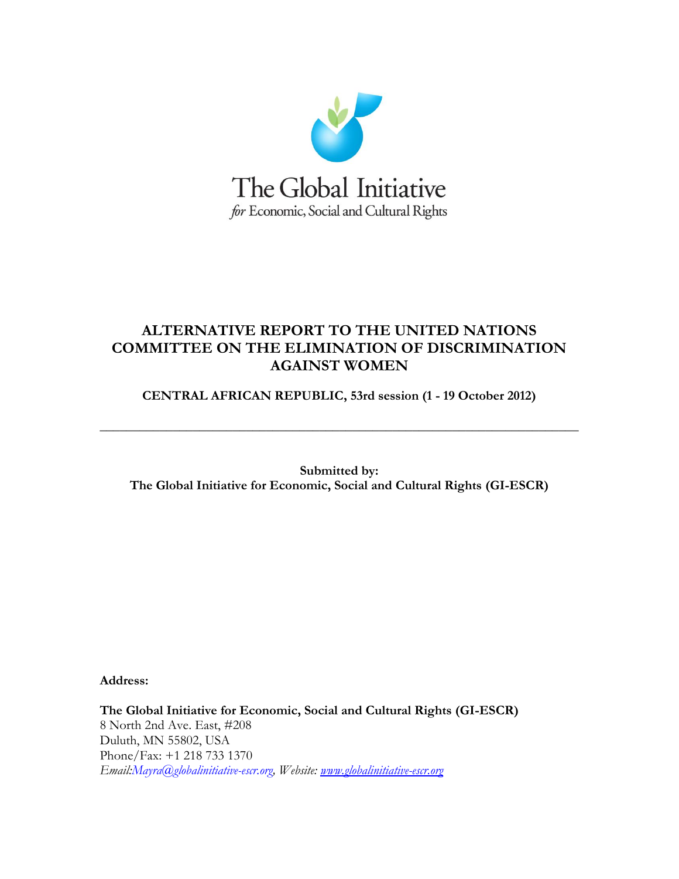The Global Initiative
*for* Economic, Social and Cultural Rights

# ALTERNATIVE REPORT TO THE UNITED NATIONS COMMITTEE ON THE ELIMINATION OF DISCRIMINATION AGAINST WOMEN

**CENTRAL AFRICAN REPUBLIC, 53rd session (1 - 19 October 2012)**

---

**Submitted by:**
**The Global Initiative for Economic, Social and Cultural Rights (GI-ESCR)**

**Address:**

**The Global Initiative for Economic, Social and Cultural Rights (GI-ESCR)**
8 North 2nd Ave. East, #208
Duluth, MN 55802, USA
Phone/Fax: +1 218 733 1370
*Email:Mayra@globalinitiative-escr.org, Website: www.globalinitiative-escr.org*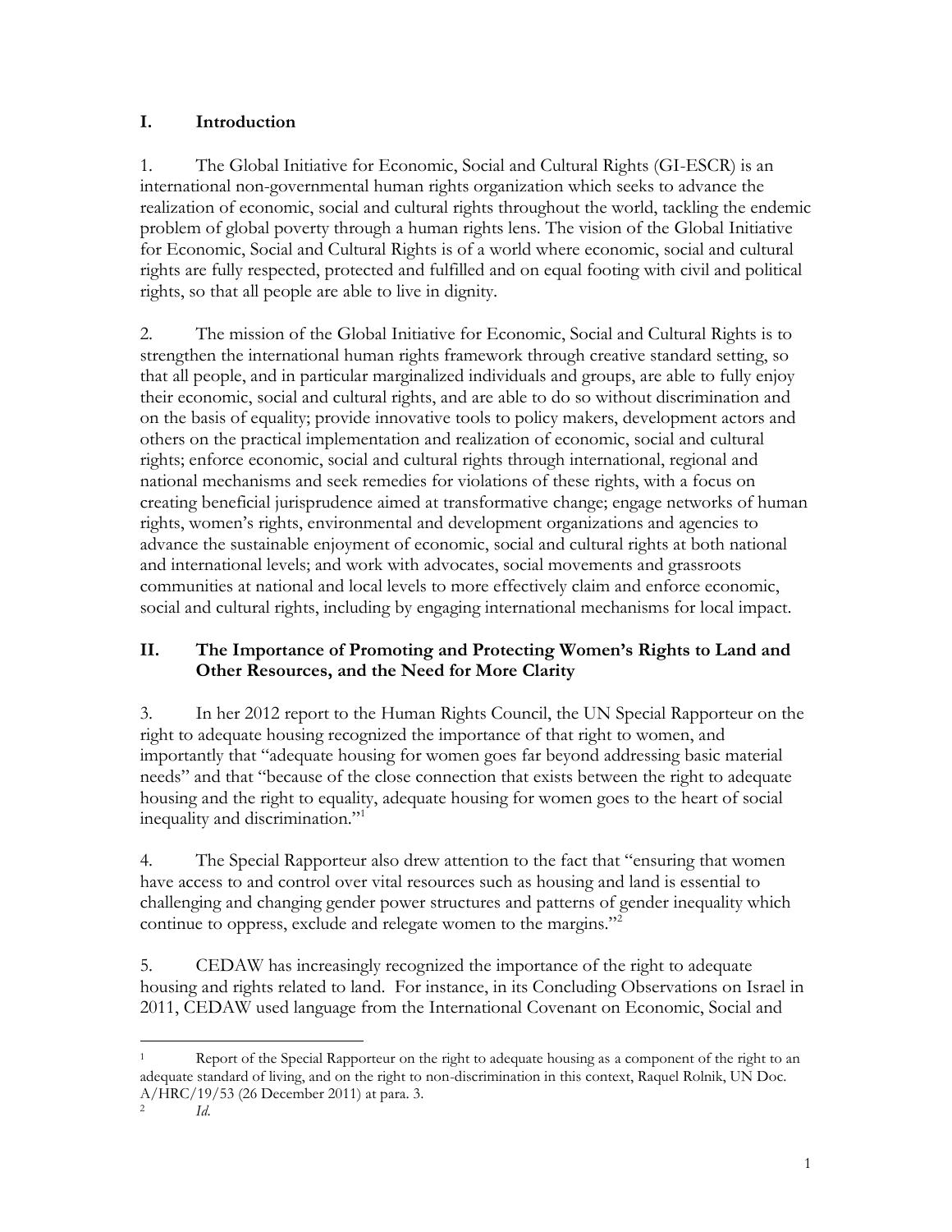## I. Introduction

1. The Global Initiative for Economic, Social and Cultural Rights (GI-ESCR) is an international non-governmental human rights organization which seeks to advance the realization of economic, social and cultural rights throughout the world, tackling the endemic problem of global poverty through a human rights lens. The vision of the Global Initiative for Economic, Social and Cultural Rights is of a world where economic, social and cultural rights are fully respected, protected and fulfilled and on equal footing with civil and political rights, so that all people are able to live in dignity.

2. The mission of the Global Initiative for Economic, Social and Cultural Rights is to strengthen the international human rights framework through creative standard setting, so that all people, and in particular marginalized individuals and groups, are able to fully enjoy their economic, social and cultural rights, and are able to do so without discrimination and on the basis of equality; provide innovative tools to policy makers, development actors and others on the practical implementation and realization of economic, social and cultural rights; enforce economic, social and cultural rights through international, regional and national mechanisms and seek remedies for violations of these rights, with a focus on creating beneficial jurisprudence aimed at transformative change; engage networks of human rights, women's rights, environmental and development organizations and agencies to advance the sustainable enjoyment of economic, social and cultural rights at both national and international levels; and work with advocates, social movements and grassroots communities at national and local levels to more effectively claim and enforce economic, social and cultural rights, including by engaging international mechanisms for local impact.

## II. The Importance of Promoting and Protecting Women's Rights to Land and Other Resources, and the Need for More Clarity

3. In her 2012 report to the Human Rights Council, the UN Special Rapporteur on the right to adequate housing recognized the importance of that right to women, and importantly that "adequate housing for women goes far beyond addressing basic material needs" and that "because of the close connection that exists between the right to adequate housing and the right to equality, adequate housing for women goes to the heart of social inequality and discrimination."[1]

4. The Special Rapporteur also drew attention to the fact that "ensuring that women have access to and control over vital resources such as housing and land is essential to challenging and changing gender power structures and patterns of gender inequality which continue to oppress, exclude and relegate women to the margins."[2]

5. CEDAW has increasingly recognized the importance of the right to adequate housing and rights related to land. For instance, in its Concluding Observations on Israel in 2011, CEDAW used language from the International Covenant on Economic, Social and

---

[1] Report of the Special Rapporteur on the right to adequate housing as a component of the right to an adequate standard of living, and on the right to non-discrimination in this context, Raquel Rolnik, UN Doc. A/HRC/19/53 (26 December 2011) at para. 3.

[2] *Id*.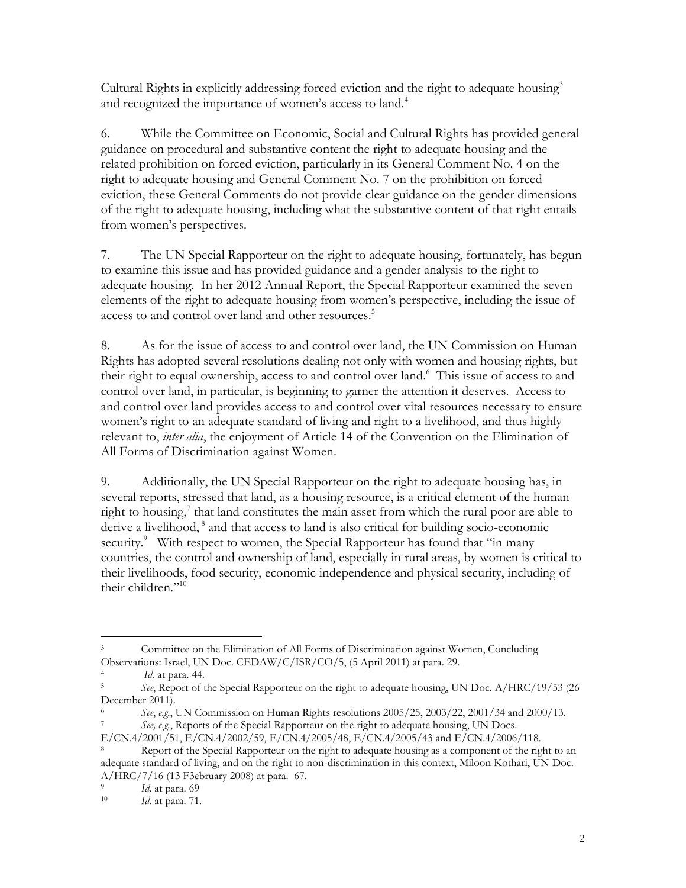Cultural Rights in explicitly addressing forced eviction and the right to adequate housing[3] and recognized the importance of women's access to land.[4]

6. While the Committee on Economic, Social and Cultural Rights has provided general guidance on procedural and substantive content the right to adequate housing and the related prohibition on forced eviction, particularly in its General Comment No. 4 on the right to adequate housing and General Comment No. 7 on the prohibition on forced eviction, these General Comments do not provide clear guidance on the gender dimensions of the right to adequate housing, including what the substantive content of that right entails from women's perspectives.

7. The UN Special Rapporteur on the right to adequate housing, fortunately, has begun to examine this issue and has provided guidance and a gender analysis to the right to adequate housing. In her 2012 Annual Report, the Special Rapporteur examined the seven elements of the right to adequate housing from women's perspective, including the issue of access to and control over land and other resources.[5]

8. As for the issue of access to and control over land, the UN Commission on Human Rights has adopted several resolutions dealing not only with women and housing rights, but their right to equal ownership, access to and control over land.[6] This issue of access to and control over land, in particular, is beginning to garner the attention it deserves. Access to and control over land provides access to and control over vital resources necessary to ensure women's right to an adequate standard of living and right to a livelihood, and thus highly relevant to, *inter alia*, the enjoyment of Article 14 of the Convention on the Elimination of All Forms of Discrimination against Women.

9. Additionally, the UN Special Rapporteur on the right to adequate housing has, in several reports, stressed that land, as a housing resource, is a critical element of the human right to housing,[7] that land constitutes the main asset from which the rural poor are able to derive a livelihood,[8] and that access to land is also critical for building socio-economic security.[9] With respect to women, the Special Rapporteur has found that "in many countries, the control and ownership of land, especially in rural areas, by women is critical to their livelihoods, food security, economic independence and physical security, including of their children."[10]

---

[3] Committee on the Elimination of All Forms of Discrimination against Women, Concluding Observations: Israel, UN Doc. CEDAW/C/ISR/CO/5, (5 April 2011) at para. 29.

[4] *Id.* at para. 44.

[5] *See*, Report of the Special Rapporteur on the right to adequate housing, UN Doc. A/HRC/19/53 (26 December 2011).

[6] *See*, *e.g.*, UN Commission on Human Rights resolutions 2005/25, 2003/22, 2001/34 and 2000/13.

[7] *See, e.g.*, Reports of the Special Rapporteur on the right to adequate housing, UN Docs. E/CN.4/2001/51, E/CN.4/2002/59, E/CN.4/2005/48, E/CN.4/2005/43 and E/CN.4/2006/118.

[8] Report of the Special Rapporteur on the right to adequate housing as a component of the right to an adequate standard of living, and on the right to non-discrimination in this context, Miloon Kothari, UN Doc. A/HRC/7/16 (13 F3ebruary 2008) at para. 67.

[9] *Id.* at para. 69

[10] *Id.* at para. 71.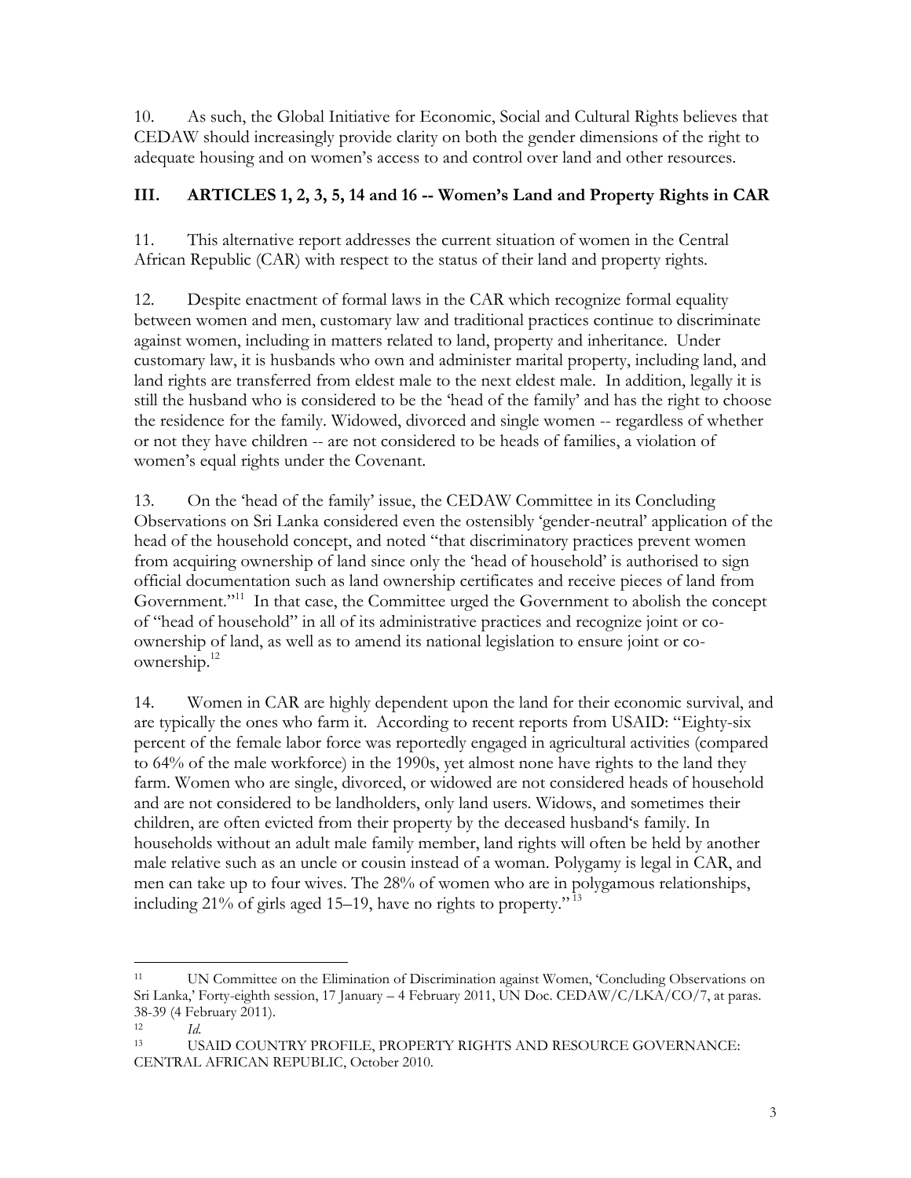10. As such, the Global Initiative for Economic, Social and Cultural Rights believes that CEDAW should increasingly provide clarity on both the gender dimensions of the right to adequate housing and on women's access to and control over land and other resources.

## III. ARTICLES 1, 2, 3, 5, 14 and 16 -- Women's Land and Property Rights in CAR

11. This alternative report addresses the current situation of women in the Central African Republic (CAR) with respect to the status of their land and property rights.

12. Despite enactment of formal laws in the CAR which recognize formal equality between women and men, customary law and traditional practices continue to discriminate against women, including in matters related to land, property and inheritance. Under customary law, it is husbands who own and administer marital property, including land, and land rights are transferred from eldest male to the next eldest male. In addition, legally it is still the husband who is considered to be the 'head of the family' and has the right to choose the residence for the family. Widowed, divorced and single women -- regardless of whether or not they have children -- are not considered to be heads of families, a violation of women's equal rights under the Covenant.

13. On the 'head of the family' issue, the CEDAW Committee in its Concluding Observations on Sri Lanka considered even the ostensibly 'gender-neutral' application of the head of the household concept, and noted "that discriminatory practices prevent women from acquiring ownership of land since only the 'head of household' is authorised to sign official documentation such as land ownership certificates and receive pieces of land from Government."[11] In that case, the Committee urged the Government to abolish the concept of "head of household" in all of its administrative practices and recognize joint or co-ownership of land, as well as to amend its national legislation to ensure joint or co-ownership.[12]

14. Women in CAR are highly dependent upon the land for their economic survival, and are typically the ones who farm it. According to recent reports from USAID: "Eighty-six percent of the female labor force was reportedly engaged in agricultural activities (compared to 64% of the male workforce) in the 1990s, yet almost none have rights to the land they farm. Women who are single, divorced, or widowed are not considered heads of household and are not considered to be landholders, only land users. Widows, and sometimes their children, are often evicted from their property by the deceased husband's family. In households without an adult male family member, land rights will often be held by another male relative such as an uncle or cousin instead of a woman. Polygamy is legal in CAR, and men can take up to four wives. The 28% of women who are in polygamous relationships, including 21% of girls aged 15–19, have no rights to property."[13]

---

[11] UN Committee on the Elimination of Discrimination against Women, 'Concluding Observations on Sri Lanka,' Forty-eighth session, 17 January – 4 February 2011, UN Doc. CEDAW/C/LKA/CO/7, at paras. 38-39 (4 February 2011).

[12] *Id.*

[13] USAID COUNTRY PROFILE, PROPERTY RIGHTS AND RESOURCE GOVERNANCE: CENTRAL AFRICAN REPUBLIC, October 2010.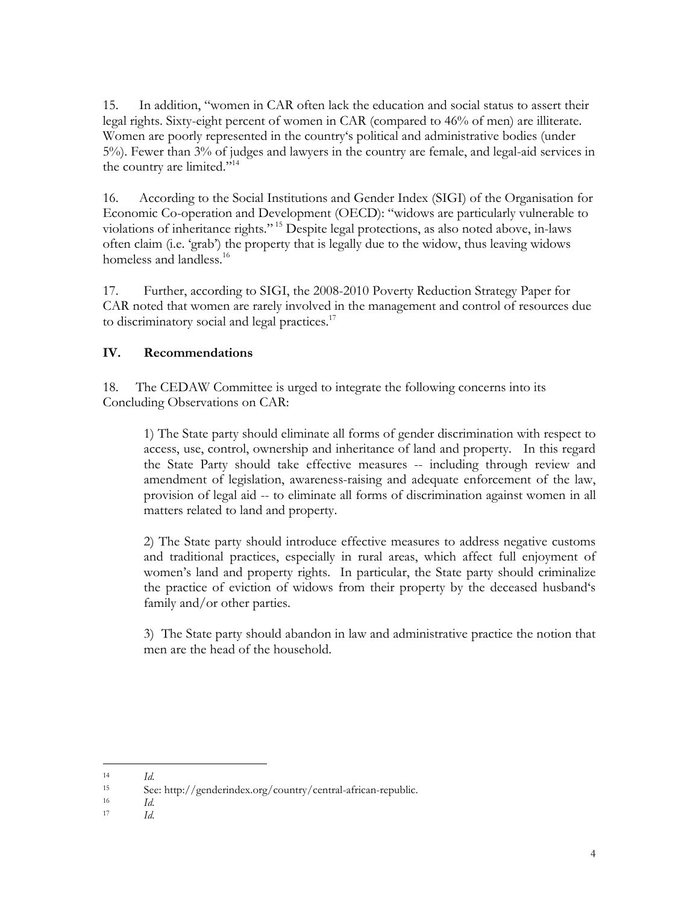15. In addition, "women in CAR often lack the education and social status to assert their legal rights. Sixty-eight percent of women in CAR (compared to 46% of men) are illiterate. Women are poorly represented in the country's political and administrative bodies (under 5%). Fewer than 3% of judges and lawyers in the country are female, and legal-aid services in the country are limited."[14]

16. According to the Social Institutions and Gender Index (SIGI) of the Organisation for Economic Co-operation and Development (OECD): "widows are particularly vulnerable to violations of inheritance rights."[15] Despite legal protections, as also noted above, in-laws often claim (i.e. 'grab') the property that is legally due to the widow, thus leaving widows homeless and landless.[16]

17. Further, according to SIGI, the 2008-2010 Poverty Reduction Strategy Paper for CAR noted that women are rarely involved in the management and control of resources due to discriminatory social and legal practices.[17]

## IV. Recommendations

18. The CEDAW Committee is urged to integrate the following concerns into its Concluding Observations on CAR:

1) The State party should eliminate all forms of gender discrimination with respect to access, use, control, ownership and inheritance of land and property. In this regard the State Party should take effective measures -- including through review and amendment of legislation, awareness-raising and adequate enforcement of the law, provision of legal aid -- to eliminate all forms of discrimination against women in all matters related to land and property.

2) The State party should introduce effective measures to address negative customs and traditional practices, especially in rural areas, which affect full enjoyment of women's land and property rights. In particular, the State party should criminalize the practice of eviction of widows from their property by the deceased husband's family and/or other parties.

3) The State party should abandon in law and administrative practice the notion that men are the head of the household.

---

[14] *Id.*

[15] See: http://genderindex.org/country/central-african-republic.

[16] *Id.*

[17] *Id.*